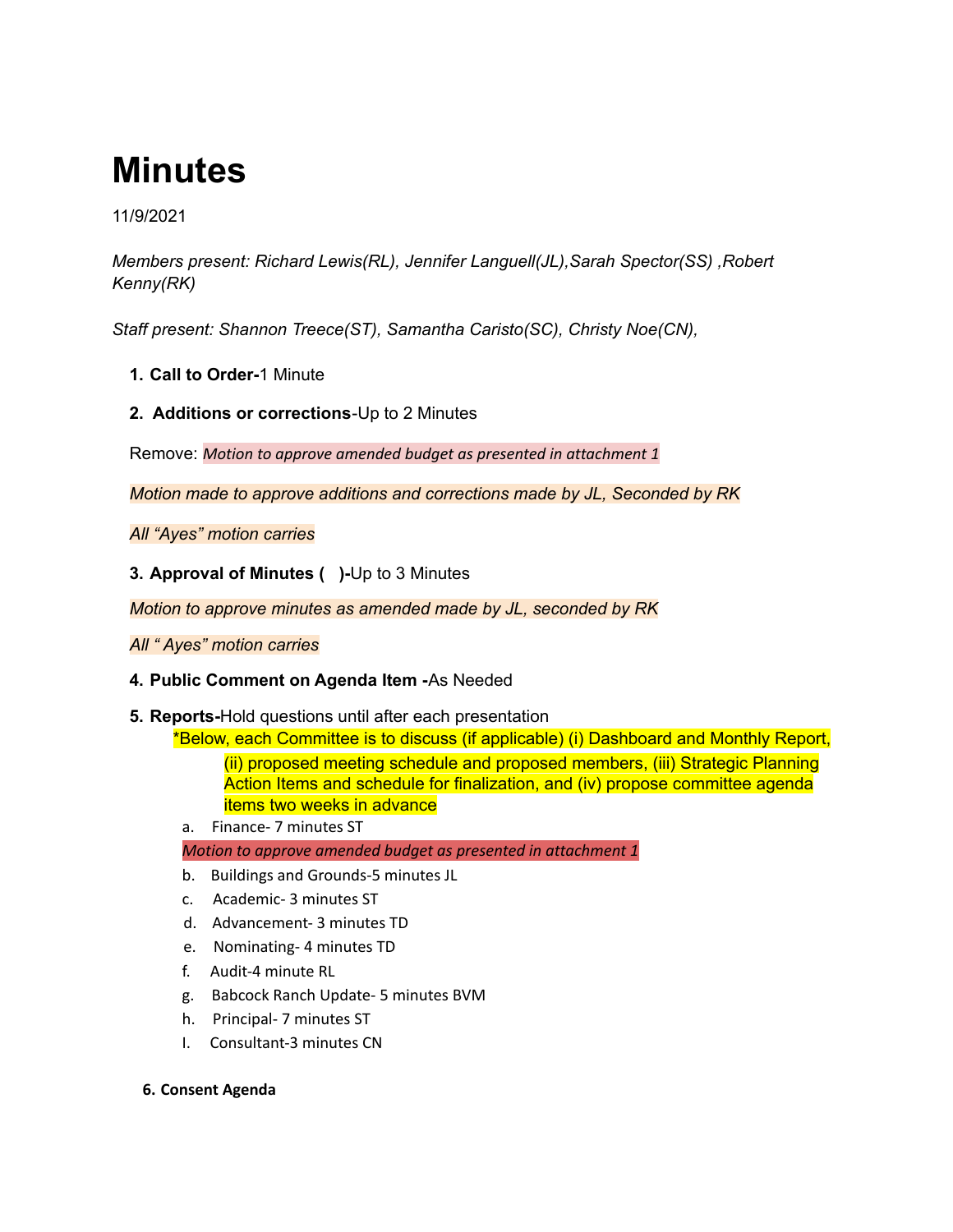# Minutes

11/9/2021

*Members present: Richard Lewis(RL), Jennifer Languell(JL),Sarah Spector(SS) ,Robert Kenny(RK)*

*Staff present: Shannon Treece(ST), Samantha Caristo(SC), Christy Noe(CN),*

1. **Call to Order-**1 Minute

2. **Additions or corrections**-Up to 2 Minutes

Remove: *Motion to approve amended budget as presented in attachment 1*

*Motion made to approve additions and corrections made by JL, Seconded by RK*

*All "Ayes" motion carries*

3. **Approval of Minutes (   )-**Up to 3 Minutes

*Motion to approve minutes as amended made by JL, seconded by RK*

*All " Ayes" motion carries*

4. **Public Comment on Agenda Item -**As Needed

5. **Reports-**Hold questions until after each presentation

   *Below, each Committee is to discuss (if applicable) (i) Dashboard and Monthly Report, (ii) proposed meeting schedule and proposed members, (iii) Strategic Planning Action Items and schedule for finalization, and (iv) propose committee agenda items two weeks in advance

   a. Finance- 7 minutes ST

   *Motion to approve amended budget as presented in attachment 1*

   b. Buildings and Grounds-5 minutes JL

   c. Academic- 3 minutes ST

   d. Advancement- 3 minutes TD

   e. Nominating- 4 minutes TD

   f. Audit-4 minute RL

   g. Babcock Ranch Update- 5 minutes BVM

   h. Principal- 7 minutes ST

   I. Consultant-3 minutes CN

6. **Consent Agenda**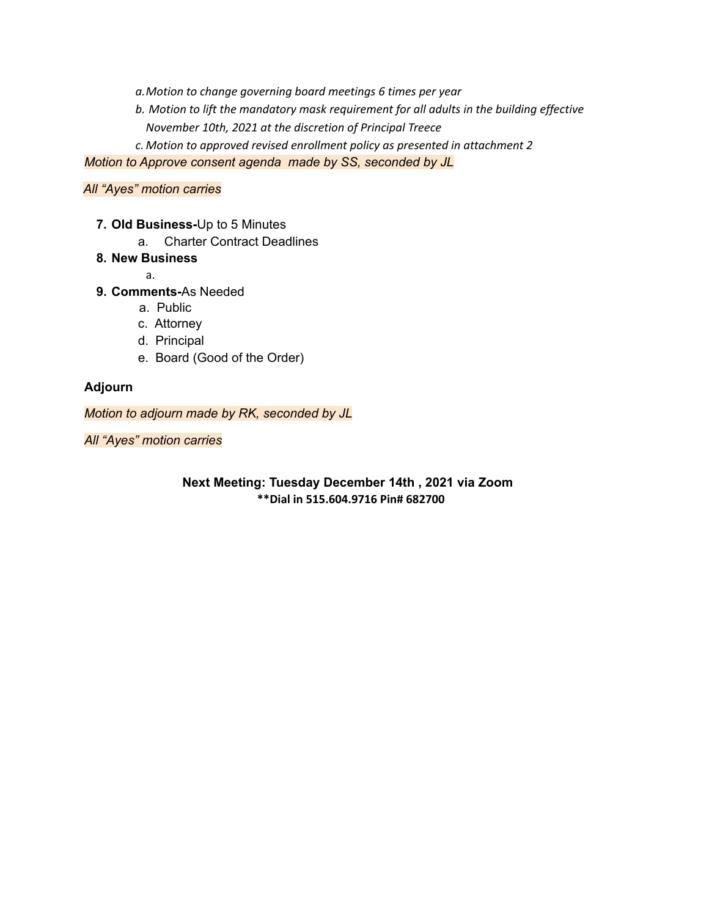*a. Motion to change governing board meetings 6 times per year*

*b. Motion to lift the mandatory mask requirement for all adults in the building effective November 10th, 2021 at the discretion of Principal Treece*

*c. Motion to approved revised enrollment policy as presented in attachment 2*

*Motion to Approve consent agenda made by SS, seconded by JL*

*All "Ayes" motion carries*

7. **Old Business-**Up to 5 Minutes
   a. Charter Contract Deadlines
8. **New Business**
   a.
9. **Comments-**As Needed
   a. Public
   c. Attorney
   d. Principal
   e. Board (Good of the Order)

**Adjourn**

*Motion to adjourn made by RK, seconded by JL*

*All "Ayes" motion carries*

**Next Meeting: Tuesday December 14th , 2021 via Zoom**

****Dial in 515.604.9716 Pin# 682700**